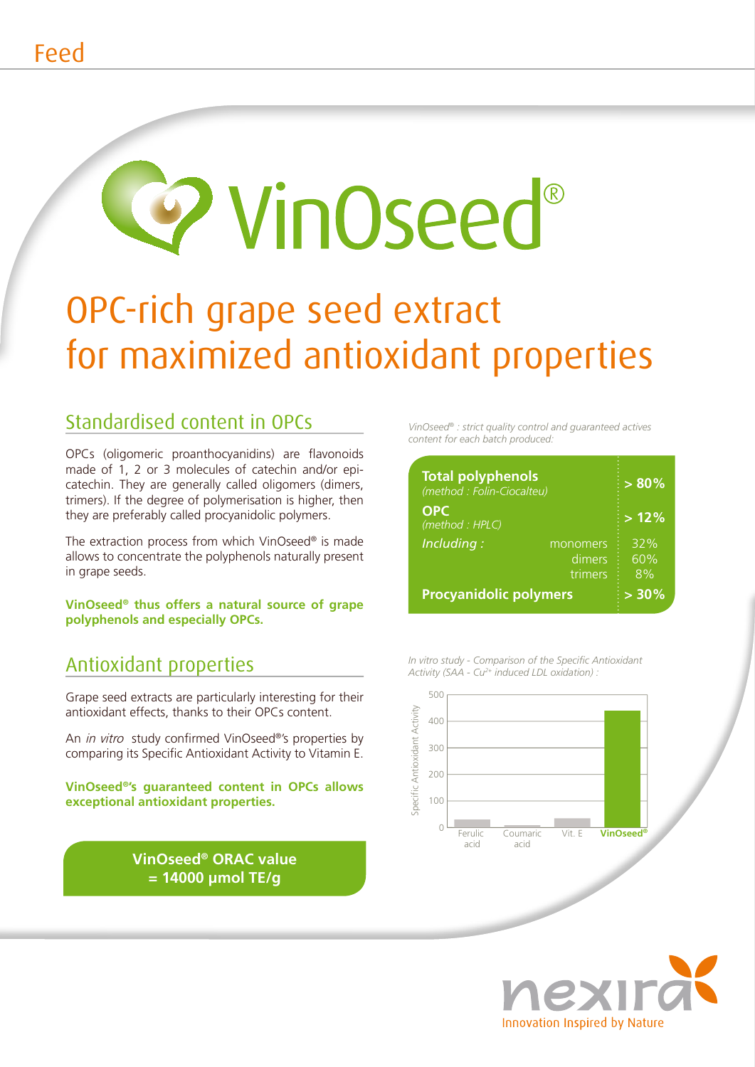Feed

# VinOseed®

# OPC-rich grape seed extract for maximized antioxidant properties

## Standardised content in OPCs

OPCs (oligomeric proanthocyanidins) are flavonoids made of 1, 2 or 3 molecules of catechin and/or epi-catechin. They are generally called oligomers (dimers, trimers). If the degree of polymerisation is higher, then they are preferably called procyanidolic polymers.

The extraction process from which VinOseed® is made allows to concentrate the polyphenols naturally present in grape seeds.

**VinOseed® thus offers a natural source of grape polyphenols and especially OPCs.**

*VinOseed® : strict quality control and guaranteed actives content for each batch produced:*

| | | |
|---|---|---|
| **Total polyphenols** *(method : Folin-Ciocalteu)* | | **> 80%** |
| **OPC** *(method : HPLC)* | | **> 12%** |
| *Including :* | monomers | 32% |
| | dimers | 60% |
| | trimers | 8% |
| **Procyanidolic polymers** | | **> 30%** |

## Antioxidant properties

Grape seed extracts are particularly interesting for their antioxidant effects, thanks to their OPCs content.

An *in vitro* study confirmed VinOseed®'s properties by comparing its Specific Antioxidant Activity to Vitamin E.

**VinOseed®'s guaranteed content in OPCs allows exceptional antioxidant properties.**

*In vitro study - Comparison of the Specific Antioxidant Activity (SAA - $Cu^{2+}$ induced LDL oxidation) :*

Specific Antioxidant Activity (0–500): Ferulic acid, Coumaric acid, Vit. E, VinOseed®

**VinOseed® ORAC value = 14000 µmol TE/g**

nexira
Innovation Inspired by Nature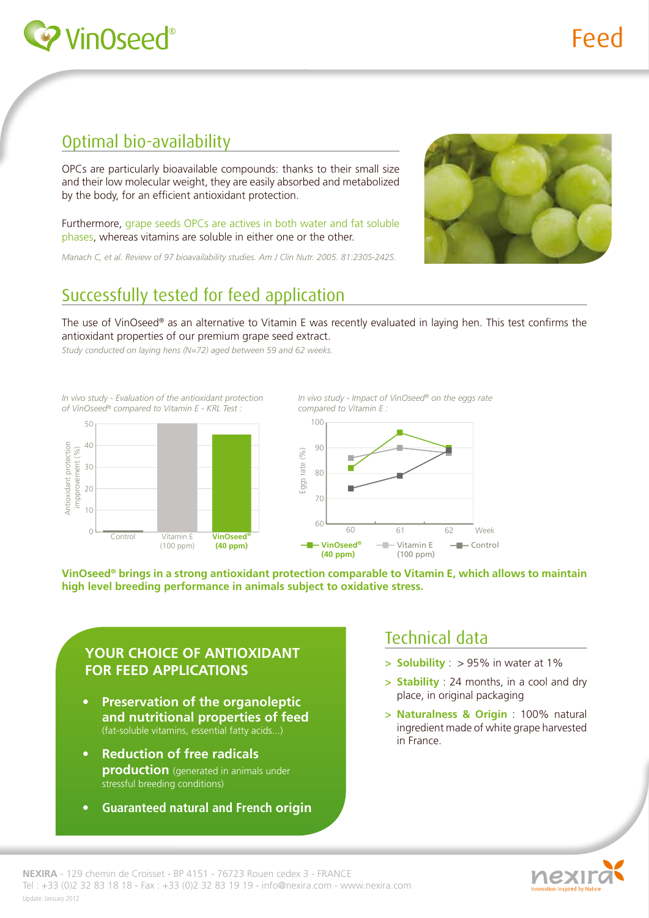# VinOseed®

# Feed

## Optimal bio-availability

OPCs are particularly bioavailable compounds: thanks to their small size and their low molecular weight, they are easily absorbed and metabolized by the body, for an efficient antioxidant protection.

Furthermore, grape seeds OPCs are actives in both water and fat soluble phases, whereas vitamins are soluble in either one or the other.

*Manach C, et al. Review of 97 bioavailability studies. Am J Clin Nutr. 2005. 81:230S-242S.*

## Successfully tested for feed application

The use of VinOseed® as an alternative to Vitamin E was recently evaluated in laying hen. This test confirms the antioxidant properties of our premium grape seed extract.

*Study conducted on laying hens (N=72) aged between 59 and 62 weeks.*

*In vivo study - Evaluation of the antioxidant protection of VinOseed® compared to Vitamin E - KRL Test :*

Antioxidant protection improvement (%): Control; Vitamin E (100 ppm); **VinOseed® (40 ppm)**

*In vivo study - Impact of VinOseed® on the eggs rate compared to Vitamin E :*

Eggs rate (%) by Week (60, 61, 62): VinOseed® (40 ppm); Vitamin E (100 ppm); Control

**VinOseed® brings in a strong antioxidant protection comparable to Vitamin E, which allows to maintain high level breeding performance in animals subject to oxidative stress.**

### YOUR CHOICE OF ANTIOXIDANT FOR FEED APPLICATIONS

- **Preservation of the organoleptic and nutritional properties of feed** (fat-soluble vitamins, essential fatty acids...)
- **Reduction of free radicals production** (generated in animals under stressful breeding conditions)
- **Guaranteed natural and French origin**

## Technical data

- **Solubility** : > 95% in water at 1%
- **Stability** : 24 months, in a cool and dry place, in original packaging
- **Naturalness & Origin** : 100% natural ingredient made of white grape harvested in France.

**NEXIRA** - 129 chemin de Croisset - BP 4151 - 76723 Rouen cedex 3 - FRANCE
Tel : +33 (0)2 32 83 18 18 - Fax : +33 (0)2 32 83 19 19 - info@nexira.com - www.nexira.com
Update: January 2012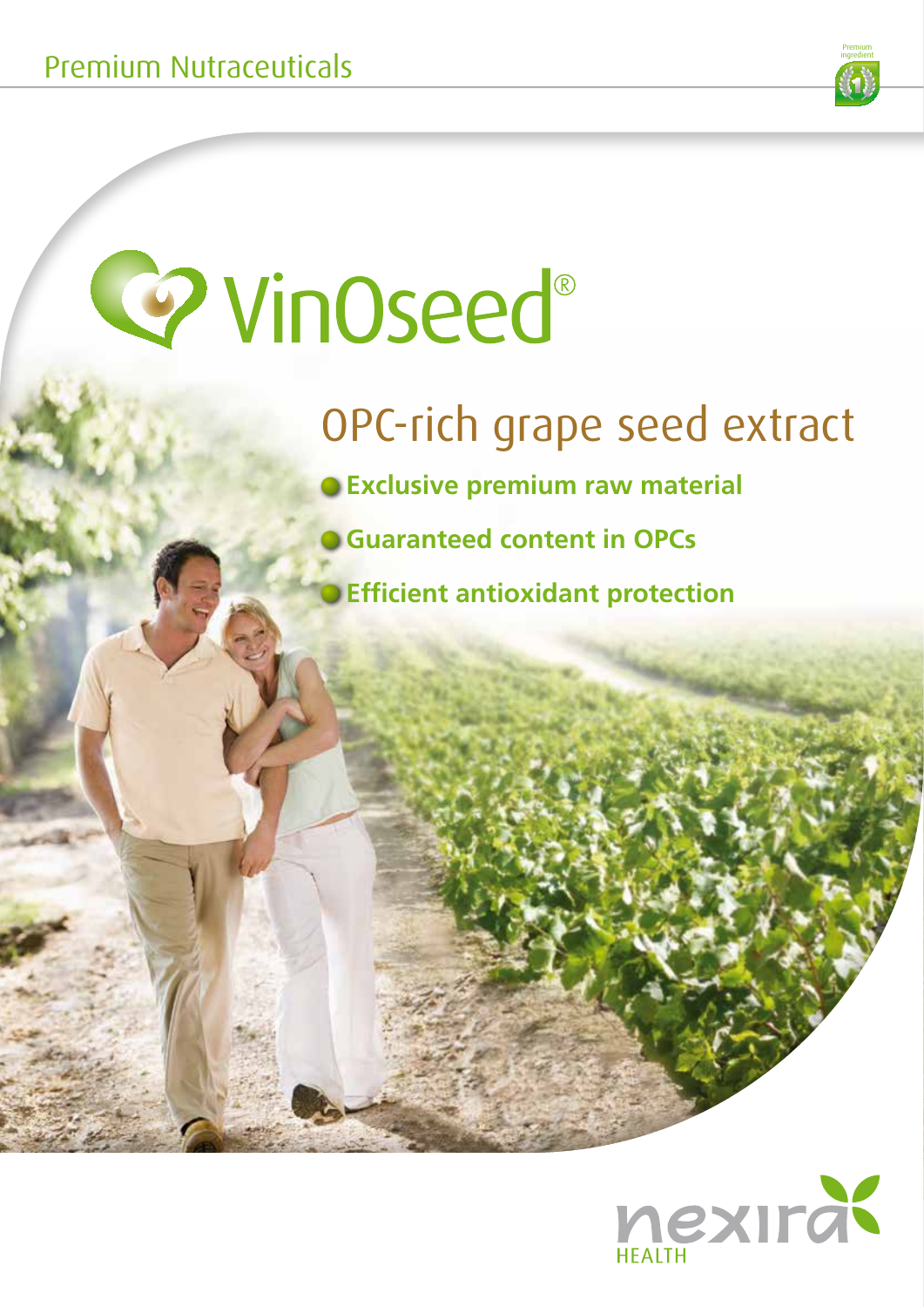Premium Nutraceuticals

Premium ingredient

# VinOseed®

## OPC-rich grape seed extract

- **Exclusive premium raw material**
- **Guaranteed content in OPCs**
- **Efficient antioxidant protection**

nexira HEALTH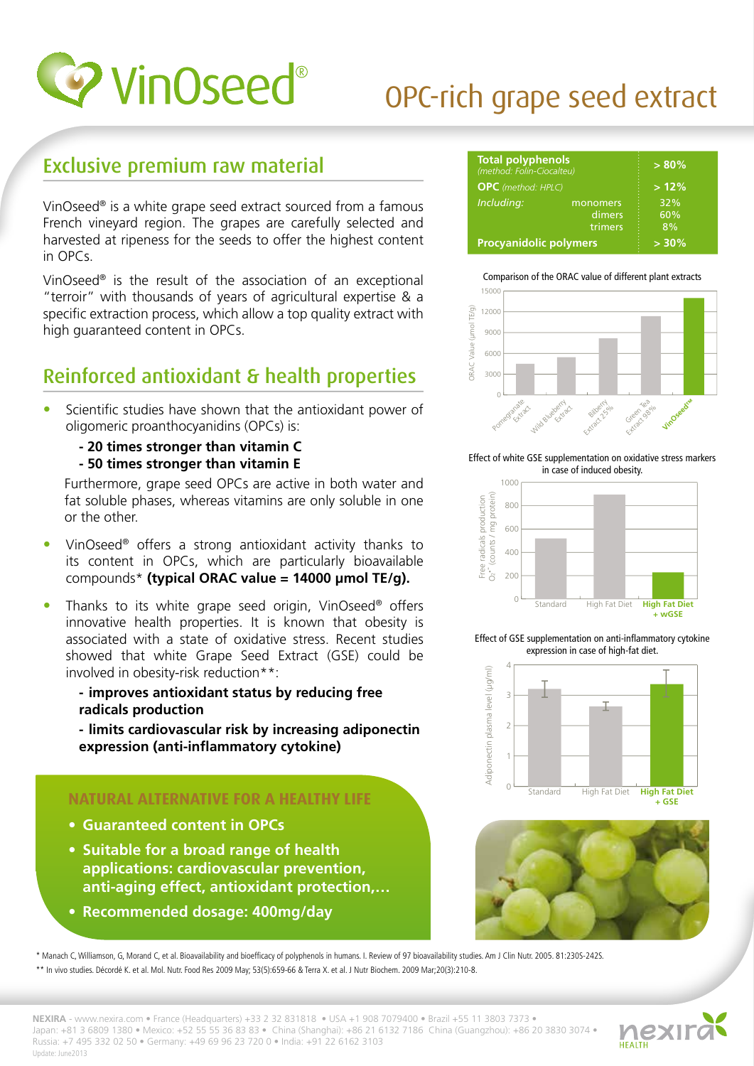# VinOseed®

## OPC-rich grape seed extract

## Exclusive premium raw material

VinOseed® is a white grape seed extract sourced from a famous French vineyard region. The grapes are carefully selected and harvested at ripeness for the seeds to offer the highest content in OPCs.

VinOseed® is the result of the association of an exceptional "terroir" with thousands of years of agricultural expertise & a specific extraction process, which allow a top quality extract with high guaranteed content in OPCs.

## Reinforced antioxidant & health properties

- Scientific studies have shown that the antioxidant power of oligomeric proanthocyanidins (OPCs) is:
  - **- 20 times stronger than vitamin C**
  - **- 50 times stronger than vitamin E**

  Furthermore, grape seed OPCs are active in both water and fat soluble phases, whereas vitamins are only soluble in one or the other.
- VinOseed® offers a strong antioxidant activity thanks to its content in OPCs, which are particularly bioavailable compounds* **(typical ORAC value = 14000 µmol TE/g).**
- Thanks to its white grape seed origin, VinOseed® offers innovative health properties. It is known that obesity is associated with a state of oxidative stress. Recent studies showed that white Grape Seed Extract (GSE) could be involved in obesity-risk reduction**:
  - **- improves antioxidant status by reducing free radicals production**
  - **- limits cardiovascular risk by increasing adiponectin expression (anti-inflammatory cytokine)**

| | | |
|---|---|---|
| **Total polyphenols** *(method: Folin-Ciocalteu)* | | > 80% |
| **OPC** *(method: HPLC)* | | > 12% |
| *Including:* | monomers | 32% |
| | dimers | 60% |
| | trimers | 8% |
| **Procyanidolic polymers** | | > 30% |

Comparison of the ORAC value of different plant extracts

ORAC Value (µmol TE/g)

15000
12000
9000
6000
3000
0

Pomegranate Extract
Wild Blueberry Extract
Bilberry Extract 25%
Green Tea Extract 98%
VinOseed™

Effect of white GSE supplementation on oxidative stress markers in case of induced obesity.

Free radicals production $O_2^{\bullet-}$ (counts / mg protein)

1000
800
600
400
200
0

Standard
High Fat Diet
High Fat Diet + wGSE

Effect of GSE supplementation on anti-inflammatory cytokine expression in case of high-fat diet.

Adiponectin plasma level (µg/ml)

4
3
2
1
0

Standard
High Fat Diet
High Fat Diet + GSE

### NATURAL ALTERNATIVE FOR A HEALTHY LIFE

- **Guaranteed content in OPCs**
- **Suitable for a broad range of health applications: cardiovascular prevention, anti-aging effect, antioxidant protection,...**
- **Recommended dosage: 400mg/day**

\* Manach C, Williamson, G, Morand C, et al. Bioavailability and bioefficacy of polyphenols in humans. I. Review of 97 bioavailability studies. Am J Clin Nutr. 2005. 81:230S-242S.

** In vivo studies. Décordé K. et al. Mol. Nutr. Food Res 2009 May; 53(5):659-66 & Terra X. et al. J Nutr Biochem. 2009 Mar;20(3):210-8.

**NEXIRA** - www.nexira.com • France (Headquarters) +33 2 32 831818 • USA +1 908 7079400 • Brazil +55 11 3803 7373 • Japan: +81 3 6809 1380 • Mexico: +52 55 55 36 83 83 • China (Shanghai): +86 21 6132 7186 China (Guangzhou): +86 20 3830 3074 • Russia: +7 495 332 02 50 • Germany: +49 69 96 23 720 0 • India: +91 22 6162 3103

Update: June2013

nexira HEALTH